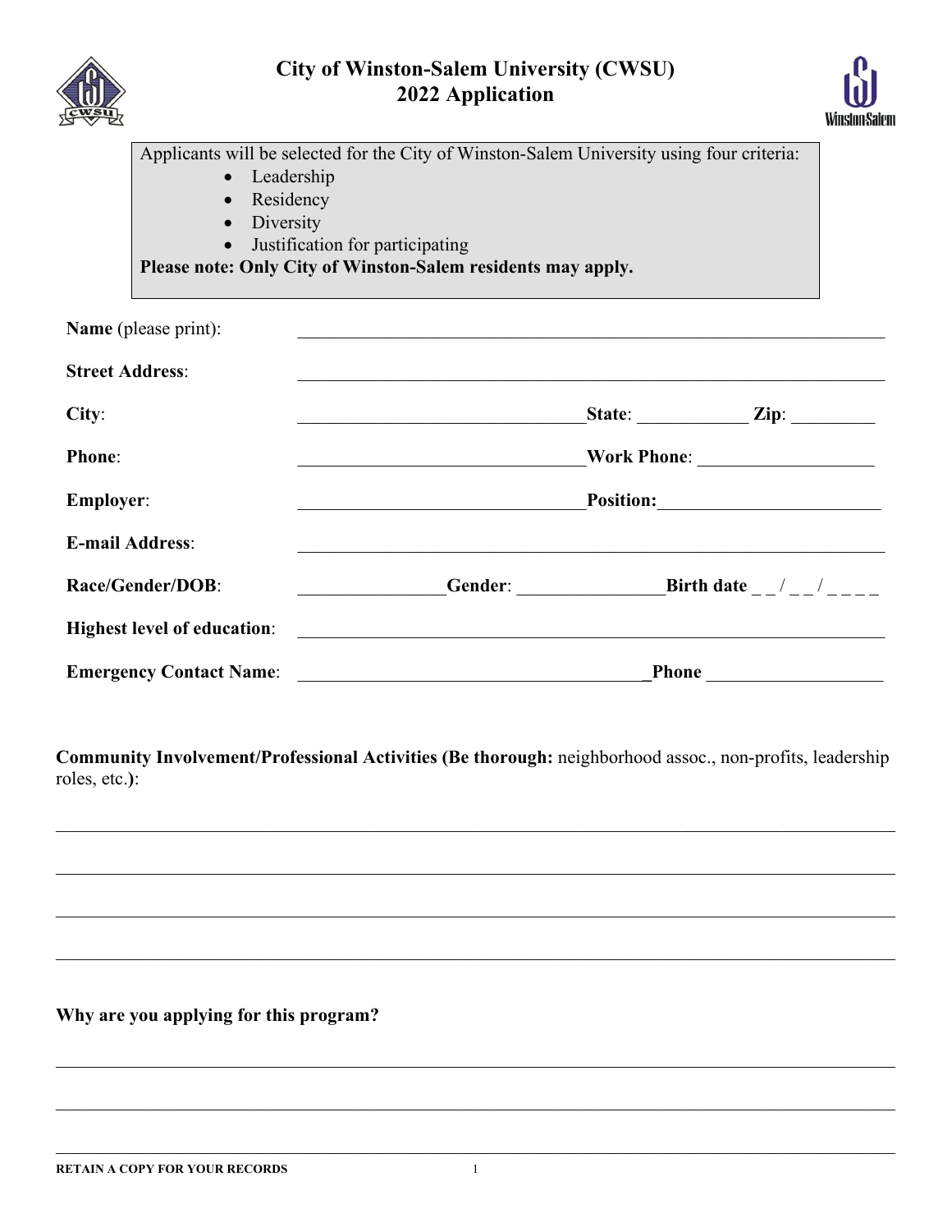# City of Winston-Salem University (CWSU)
# 2022 Application

Applicants will be selected for the City of Winston-Salem University using four criteria:

- Leadership
- Residency
- Diversity
- Justification for participating

**Please note: Only City of Winston-Salem residents may apply.**

**Name** (please print): ______________________________________________________________

**Street Address**: ______________________________________________________________

**City**: ______________________________ **State**: ___________ **Zip**: _________

**Phone**: ______________________________ **Work Phone**: __________________

**Employer**: ______________________________ **Position**: ______________________

**E-mail Address**: ______________________________________________________________

**Race/Gender/DOB**: _______________ **Gender**: _______________ **Birth date** _ _ / _ _ / _ _ _ _

**Highest level of education**: ______________________________________________________________

**Emergency Contact Name**: ____________________________________ **Phone** __________________

**Community Involvement/Professional Activities (Be thorough:** neighborhood assoc., non-profits, leadership roles, etc.**)**:

______________________________________________________________________________

______________________________________________________________________________

______________________________________________________________________________

______________________________________________________________________________

**Why are you applying for this program?**

______________________________________________________________________________

______________________________________________________________________________

______________________________________________________________________________

**RETAIN A COPY FOR YOUR RECORDS**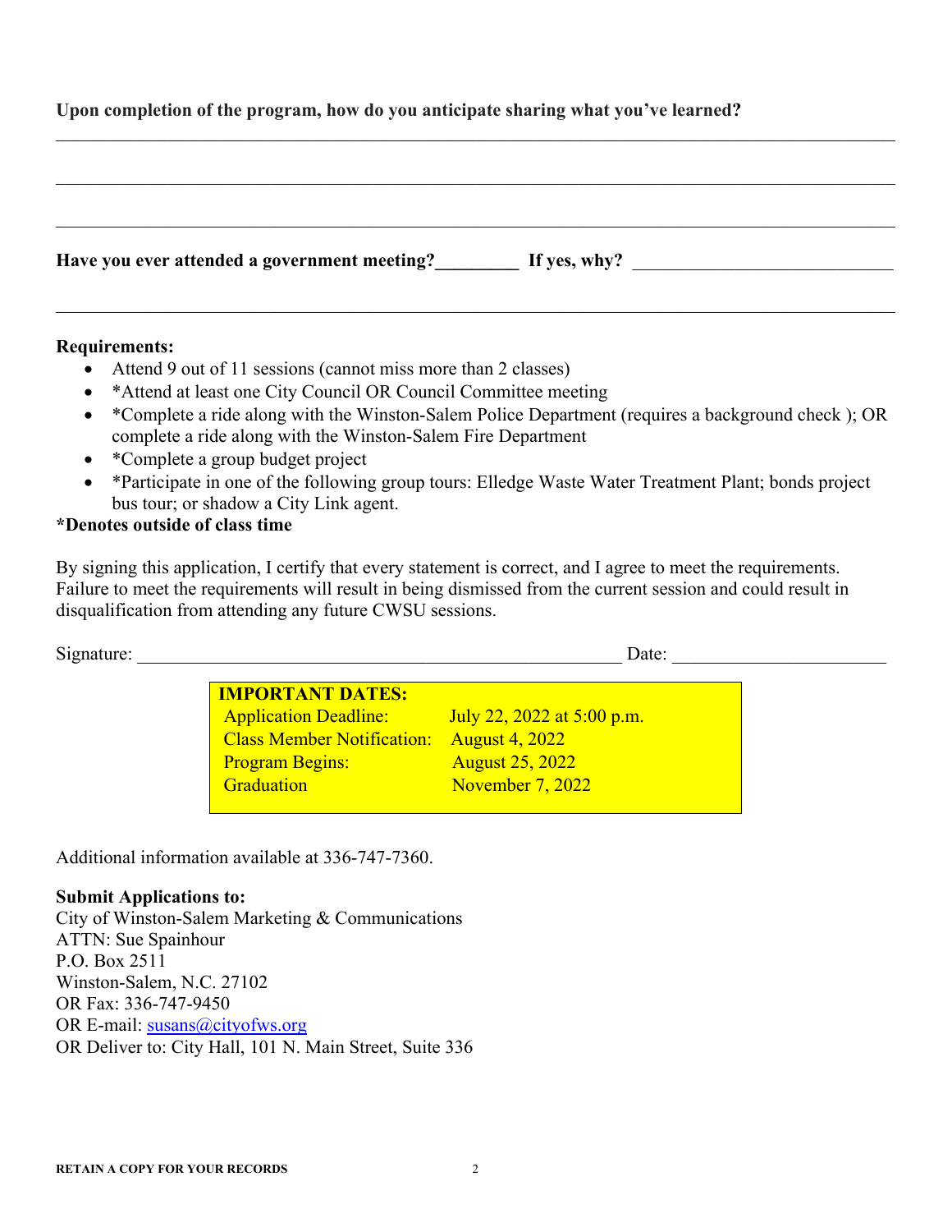**Upon completion of the program, how do you anticipate sharing what you've learned?**

_______________________________________________________________________________

_______________________________________________________________________________

_______________________________________________________________________________

**Have you ever attended a government meeting?_________ If yes, why?** ____________________________

_______________________________________________________________________________

**Requirements:**

- Attend 9 out of 11 sessions (cannot miss more than 2 classes)
- *Attend at least one City Council OR Council Committee meeting
- *Complete a ride along with the Winston-Salem Police Department (requires a background check ); OR complete a ride along with the Winston-Salem Fire Department
- *Complete a group budget project
- *Participate in one of the following group tours: Elledge Waste Water Treatment Plant; bonds project bus tour; or shadow a City Link agent.

**\*Denotes outside of class time**

By signing this application, I certify that every statement is correct, and I agree to meet the requirements. Failure to meet the requirements will result in being dismissed from the current session and could result in disqualification from attending any future CWSU sessions.

Signature: ____________________________________________________ Date: _______________________

| **IMPORTANT DATES:** | |
|---|---|
| Application Deadline: | July 22, 2022 at 5:00 p.m. |
| Class Member Notification: | August 4, 2022 |
| Program Begins: | August 25, 2022 |
| Graduation | November 7, 2022 |

Additional information available at 336-747-7360.

**Submit Applications to:**
City of Winston-Salem Marketing & Communications
ATTN: Sue Spainhour
P.O. Box 2511
Winston-Salem, N.C. 27102
OR Fax: 336-747-9450
OR E-mail: susans@cityofws.org
OR Deliver to: City Hall, 101 N. Main Street, Suite 336

**RETAIN A COPY FOR YOUR RECORDS**